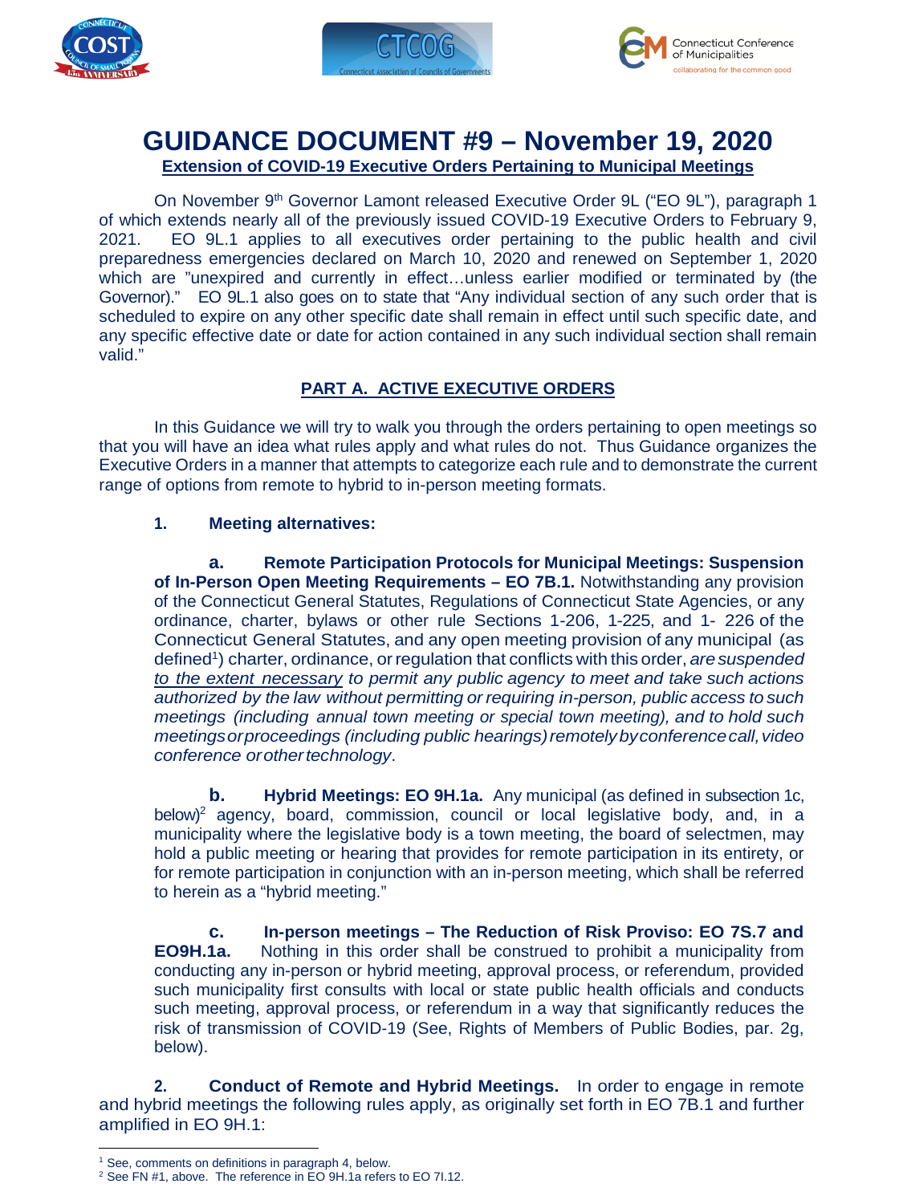# GUIDANCE DOCUMENT #9 – November 19, 2020

**Extension of COVID-19 Executive Orders Pertaining to Municipal Meetings**

On November 9th Governor Lamont released Executive Order 9L ("EO 9L"), paragraph 1 of which extends nearly all of the previously issued COVID-19 Executive Orders to February 9, 2021. EO 9L.1 applies to all executives order pertaining to the public health and civil preparedness emergencies declared on March 10, 2020 and renewed on September 1, 2020 which are "unexpired and currently in effect…unless earlier modified or terminated by (the Governor)." EO 9L.1 also goes on to state that "Any individual section of any such order that is scheduled to expire on any other specific date shall remain in effect until such specific date, and any specific effective date or date for action contained in any such individual section shall remain valid."

## PART A. ACTIVE EXECUTIVE ORDERS

In this Guidance we will try to walk you through the orders pertaining to open meetings so that you will have an idea what rules apply and what rules do not. Thus Guidance organizes the Executive Orders in a manner that attempts to categorize each rule and to demonstrate the current range of options from remote to hybrid to in-person meeting formats.

**1. Meeting alternatives:**

**a. Remote Participation Protocols for Municipal Meetings: Suspension of In-Person Open Meeting Requirements – EO 7B.1.** Notwithstanding any provision of the Connecticut General Statutes, Regulations of Connecticut State Agencies, or any ordinance, charter, bylaws or other rule Sections 1-206, 1-225, and 1- 226 of the Connecticut General Statutes, and any open meeting provision of any municipal (as defined[1]) charter, ordinance, or regulation that conflicts with this order, *are suspended to the extent necessary to permit any public agency to meet and take such actions authorized by the law without permitting or requiring in-person, public access to such meetings (including annual town meeting or special town meeting), and to hold such meetings or proceedings (including public hearings) remotely by conference call, video conference or other technology*.

**b. Hybrid Meetings: EO 9H.1a.** Any municipal (as defined in subsection 1c, below)[2] agency, board, commission, council or local legislative body, and, in a municipality where the legislative body is a town meeting, the board of selectmen, may hold a public meeting or hearing that provides for remote participation in its entirety, or for remote participation in conjunction with an in-person meeting, which shall be referred to herein as a "hybrid meeting."

**c. In-person meetings – The Reduction of Risk Proviso: EO 7S.7 and EO9H.1a.** Nothing in this order shall be construed to prohibit a municipality from conducting any in-person or hybrid meeting, approval process, or referendum, provided such municipality first consults with local or state public health officials and conducts such meeting, approval process, or referendum in a way that significantly reduces the risk of transmission of COVID-19 (See, Rights of Members of Public Bodies, par. 2g, below).

**2. Conduct of Remote and Hybrid Meetings.** In order to engage in remote and hybrid meetings the following rules apply, as originally set forth in EO 7B.1 and further amplified in EO 9H.1:

---

[1] See, comments on definitions in paragraph 4, below.

[2] See FN #1, above. The reference in EO 9H.1a refers to EO 7I.12.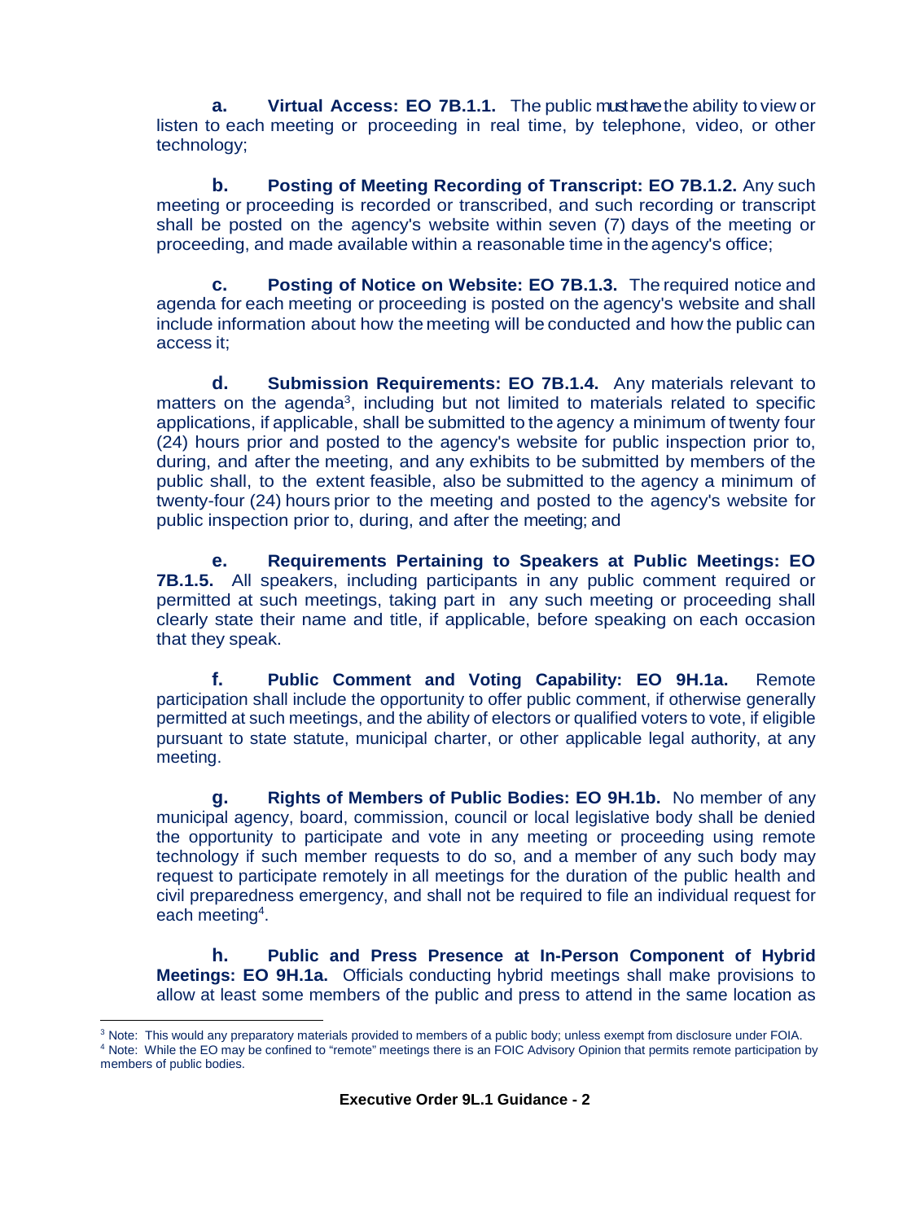**a. Virtual Access: EO 7B.1.1.** The public must have the ability to view or listen to each meeting or proceeding in real time, by telephone, video, or other technology;

**b. Posting of Meeting Recording of Transcript: EO 7B.1.2.** Any such meeting or proceeding is recorded or transcribed, and such recording or transcript shall be posted on the agency's website within seven (7) days of the meeting or proceeding, and made available within a reasonable time in the agency's office;

**c. Posting of Notice on Website: EO 7B.1.3.** The required notice and agenda for each meeting or proceeding is posted on the agency's website and shall include information about how the meeting will be conducted and how the public can access it;

**d. Submission Requirements: EO 7B.1.4.** Any materials relevant to matters on the agenda[3], including but not limited to materials related to specific applications, if applicable, shall be submitted to the agency a minimum of twenty four (24) hours prior and posted to the agency's website for public inspection prior to, during, and after the meeting, and any exhibits to be submitted by members of the public shall, to the extent feasible, also be submitted to the agency a minimum of twenty-four (24) hours prior to the meeting and posted to the agency's website for public inspection prior to, during, and after the meeting; and

**e. Requirements Pertaining to Speakers at Public Meetings: EO 7B.1.5.** All speakers, including participants in any public comment required or permitted at such meetings, taking part in any such meeting or proceeding shall clearly state their name and title, if applicable, before speaking on each occasion that they speak.

**f. Public Comment and Voting Capability: EO 9H.1a.** Remote participation shall include the opportunity to offer public comment, if otherwise generally permitted at such meetings, and the ability of electors or qualified voters to vote, if eligible pursuant to state statute, municipal charter, or other applicable legal authority, at any meeting.

**g. Rights of Members of Public Bodies: EO 9H.1b.** No member of any municipal agency, board, commission, council or local legislative body shall be denied the opportunity to participate and vote in any meeting or proceeding using remote technology if such member requests to do so, and a member of any such body may request to participate remotely in all meetings for the duration of the public health and civil preparedness emergency, and shall not be required to file an individual request for each meeting[4].

**h. Public and Press Presence at In-Person Component of Hybrid Meetings: EO 9H.1a.** Officials conducting hybrid meetings shall make provisions to allow at least some members of the public and press to attend in the same location as

---

[3] Note: This would any preparatory materials provided to members of a public body; unless exempt from disclosure under FOIA.

[4] Note: While the EO may be confined to "remote" meetings there is an FOIC Advisory Opinion that permits remote participation by members of public bodies.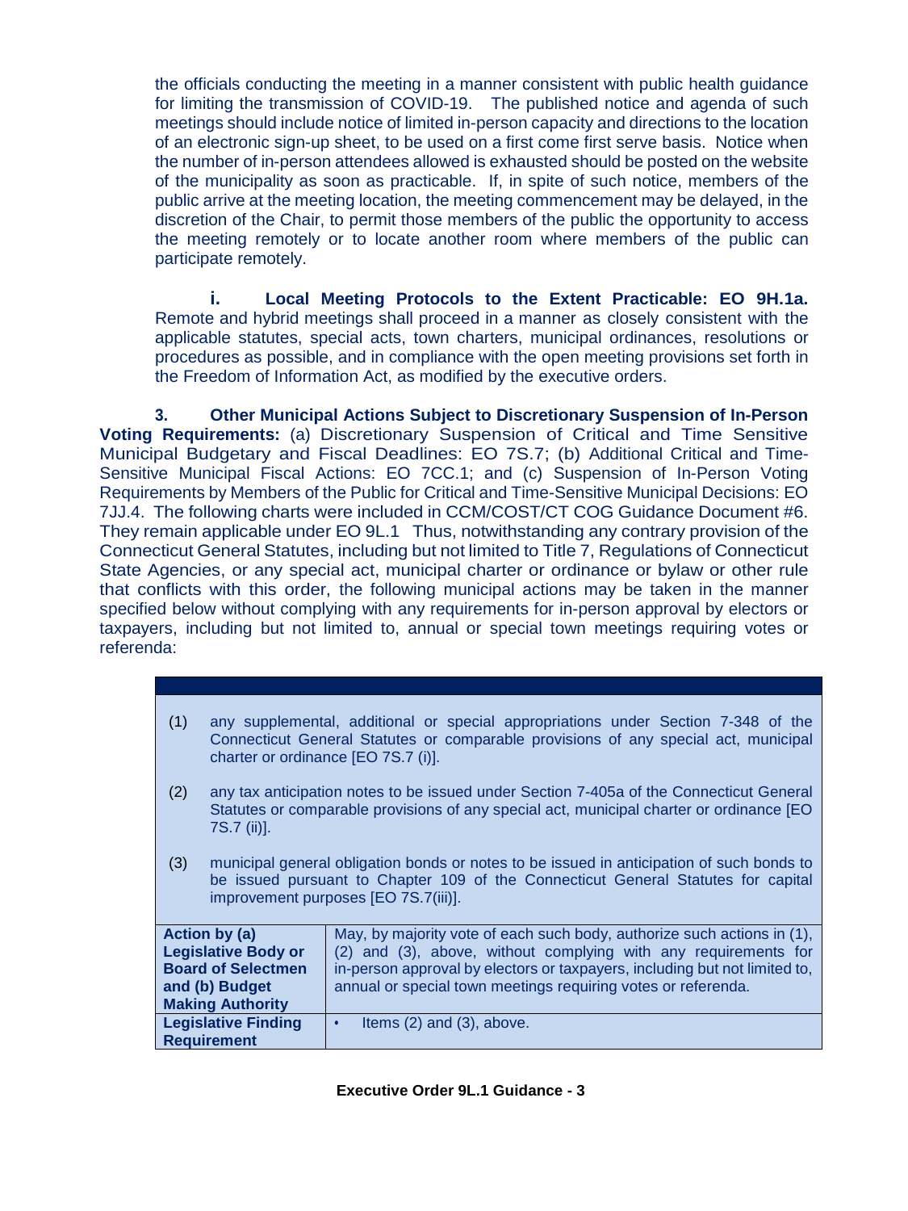the officials conducting the meeting in a manner consistent with public health guidance for limiting the transmission of COVID-19. The published notice and agenda of such meetings should include notice of limited in-person capacity and directions to the location of an electronic sign-up sheet, to be used on a first come first serve basis. Notice when the number of in-person attendees allowed is exhausted should be posted on the website of the municipality as soon as practicable. If, in spite of such notice, members of the public arrive at the meeting location, the meeting commencement may be delayed, in the discretion of the Chair, to permit those members of the public the opportunity to access the meeting remotely or to locate another room where members of the public can participate remotely.

**i. Local Meeting Protocols to the Extent Practicable: EO 9H.1a.** Remote and hybrid meetings shall proceed in a manner as closely consistent with the applicable statutes, special acts, town charters, municipal ordinances, resolutions or procedures as possible, and in compliance with the open meeting provisions set forth in the Freedom of Information Act, as modified by the executive orders.

**3. Other Municipal Actions Subject to Discretionary Suspension of In-Person Voting Requirements:** (a) Discretionary Suspension of Critical and Time Sensitive Municipal Budgetary and Fiscal Deadlines: EO 7S.7; (b) Additional Critical and Time-Sensitive Municipal Fiscal Actions: EO 7CC.1; and (c) Suspension of In-Person Voting Requirements by Members of the Public for Critical and Time-Sensitive Municipal Decisions: EO 7JJ.4. The following charts were included in CCM/COST/CT COG Guidance Document #6. They remain applicable under EO 9L.1 Thus, notwithstanding any contrary provision of the Connecticut General Statutes, including but not limited to Title 7, Regulations of Connecticut State Agencies, or any special act, municipal charter or ordinance or bylaw or other rule that conflicts with this order, the following municipal actions may be taken in the manner specified below without complying with any requirements for in-person approval by electors or taxpayers, including but not limited to, annual or special town meetings requiring votes or referenda:

| | |
|---|---|
| (1) any supplemental, additional or special appropriations under Section 7-348 of the Connecticut General Statutes or comparable provisions of any special act, municipal charter or ordinance [EO 7S.7 (i)].<br><br>(2) any tax anticipation notes to be issued under Section 7-405a of the Connecticut General Statutes or comparable provisions of any special act, municipal charter or ordinance [EO 7S.7 (ii)].<br><br>(3) municipal general obligation bonds or notes to be issued in anticipation of such bonds to be issued pursuant to Chapter 109 of the Connecticut General Statutes for capital improvement purposes [EO 7S.7(iii)]. | |
| **Action by (a) Legislative Body or Board of Selectmen and (b) Budget Making Authority** | May, by majority vote of each such body, authorize such actions in (1), (2) and (3), above, without complying with any requirements for in-person approval by electors or taxpayers, including but not limited to, annual or special town meetings requiring votes or referenda. |
| **Legislative Finding Requirement** | • Items (2) and (3), above. |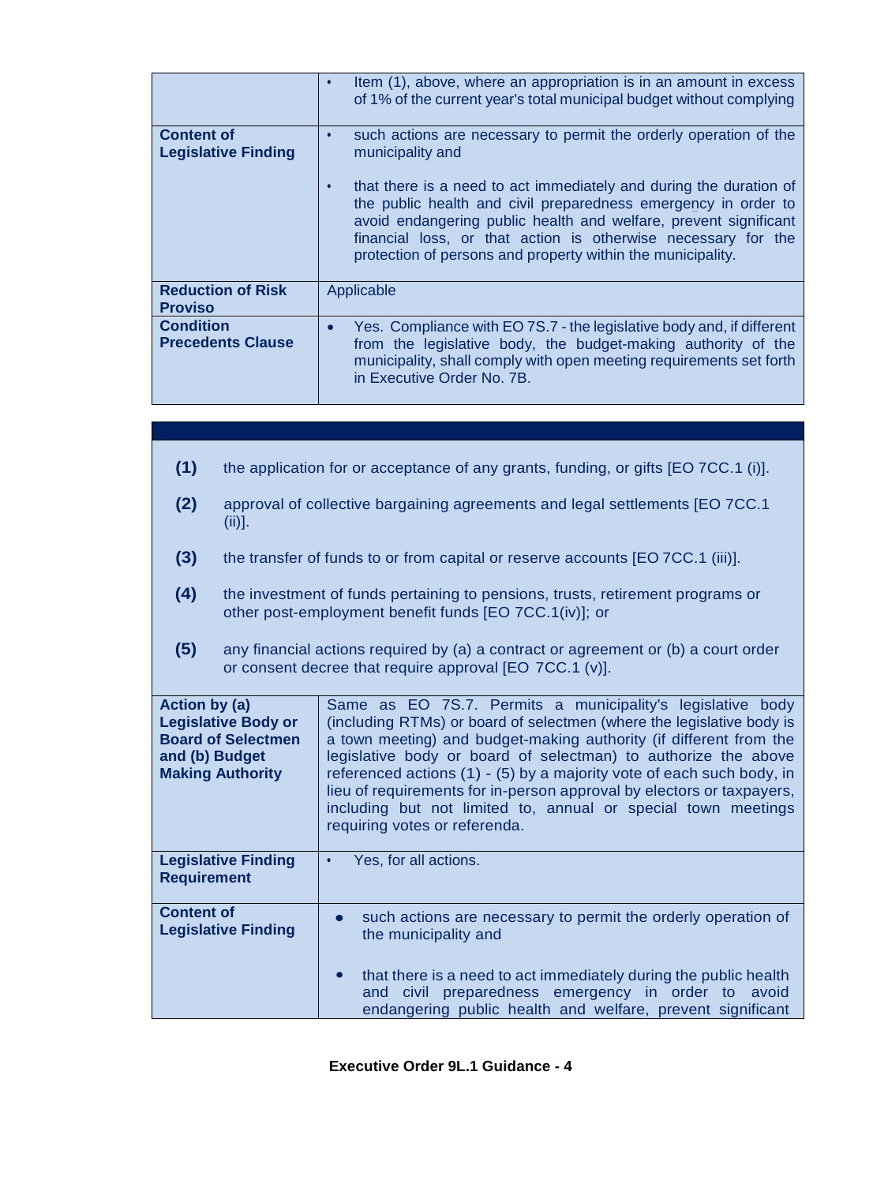| | |
|---|---|
| | • Item (1), above, where an appropriation is in an amount in excess of 1% of the current year's total municipal budget without complying |
| **Content of Legislative Finding** | • such actions are necessary to permit the orderly operation of the municipality and<br><br>• that there is a need to act immediately and during the duration of the public health and civil preparedness emergency in order to avoid endangering public health and welfare, prevent significant financial loss, or that action is otherwise necessary for the protection of persons and property within the municipality. |
| **Reduction of Risk Proviso** | Applicable |
| **Condition Precedents Clause** | • Yes. Compliance with EO 7S.7 - the legislative body and, if different from the legislative body, the budget-making authority of the municipality, shall comply with open meeting requirements set forth in Executive Order No. 7B. |

**(1)** the application for or acceptance of any grants, funding, or gifts [EO 7CC.1 (i)].

**(2)** approval of collective bargaining agreements and legal settlements [EO 7CC.1 (ii)].

**(3)** the transfer of funds to or from capital or reserve accounts [EO 7CC.1 (iii)].

**(4)** the investment of funds pertaining to pensions, trusts, retirement programs or other post-employment benefit funds [EO 7CC.1(iv)]; or

**(5)** any financial actions required by (a) a contract or agreement or (b) a court order or consent decree that require approval [EO 7CC.1 (v)].

| | |
|---|---|
| **Action by (a) Legislative Body or Board of Selectmen and (b) Budget Making Authority** | Same as EO 7S.7. Permits a municipality's legislative body (including RTMs) or board of selectmen (where the legislative body is a town meeting) and budget-making authority (if different from the legislative body or board of selectman) to authorize the above referenced actions (1) - (5) by a majority vote of each such body, in lieu of requirements for in-person approval by electors or taxpayers, including but not limited to, annual or special town meetings requiring votes or referenda. |
| **Legislative Finding Requirement** | • Yes, for all actions. |
| **Content of Legislative Finding** | • such actions are necessary to permit the orderly operation of the municipality and<br><br>• that there is a need to act immediately during the public health and civil preparedness emergency in order to avoid endangering public health and welfare, prevent significant |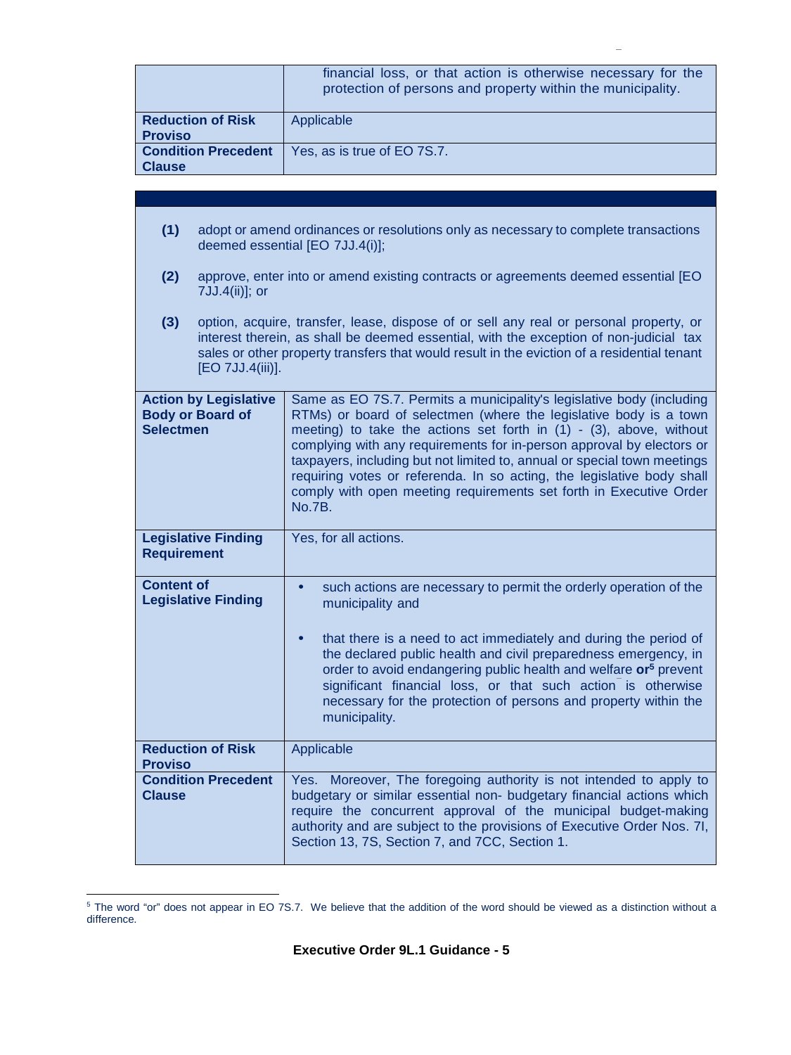| | |
|---|---|
| | financial loss, or that action is otherwise necessary for the protection of persons and property within the municipality. |
| **Reduction of Risk Proviso** | Applicable |
| **Condition Precedent Clause** | Yes, as is true of EO 7S.7. |

**(1)** adopt or amend ordinances or resolutions only as necessary to complete transactions deemed essential [EO 7JJ.4(i)];

**(2)** approve, enter into or amend existing contracts or agreements deemed essential [EO 7JJ.4(ii)]; or

**(3)** option, acquire, transfer, lease, dispose of or sell any real or personal property, or interest therein, as shall be deemed essential, with the exception of non-judicial tax sales or other property transfers that would result in the eviction of a residential tenant [EO 7JJ.4(iii)].

| | |
|---|---|
| **Action by Legislative Body or Board of Selectmen** | Same as EO 7S.7. Permits a municipality's legislative body (including RTMs) or board of selectmen (where the legislative body is a town meeting) to take the actions set forth in (1) - (3), above, without complying with any requirements for in-person approval by electors or taxpayers, including but not limited to, annual or special town meetings requiring votes or referenda. In so acting, the legislative body shall comply with open meeting requirements set forth in Executive Order No.7B. |
| **Legislative Finding Requirement** | Yes, for all actions. |
| **Content of Legislative Finding** | • such actions are necessary to permit the orderly operation of the municipality and<br><br>• that there is a need to act immediately and during the period of the declared public health and civil preparedness emergency, in order to avoid endangering public health and welfare **or**[5] prevent significant financial loss, or that such action is otherwise necessary for the protection of persons and property within the municipality. |
| **Reduction of Risk Proviso** | Applicable |
| **Condition Precedent Clause** | Yes. Moreover, The foregoing authority is not intended to apply to budgetary or similar essential non- budgetary financial actions which require the concurrent approval of the municipal budget-making authority and are subject to the provisions of Executive Order Nos. 7I, Section 13, 7S, Section 7, and 7CC, Section 1. |

[5] The word "or" does not appear in EO 7S.7. We believe that the addition of the word should be viewed as a distinction without a difference.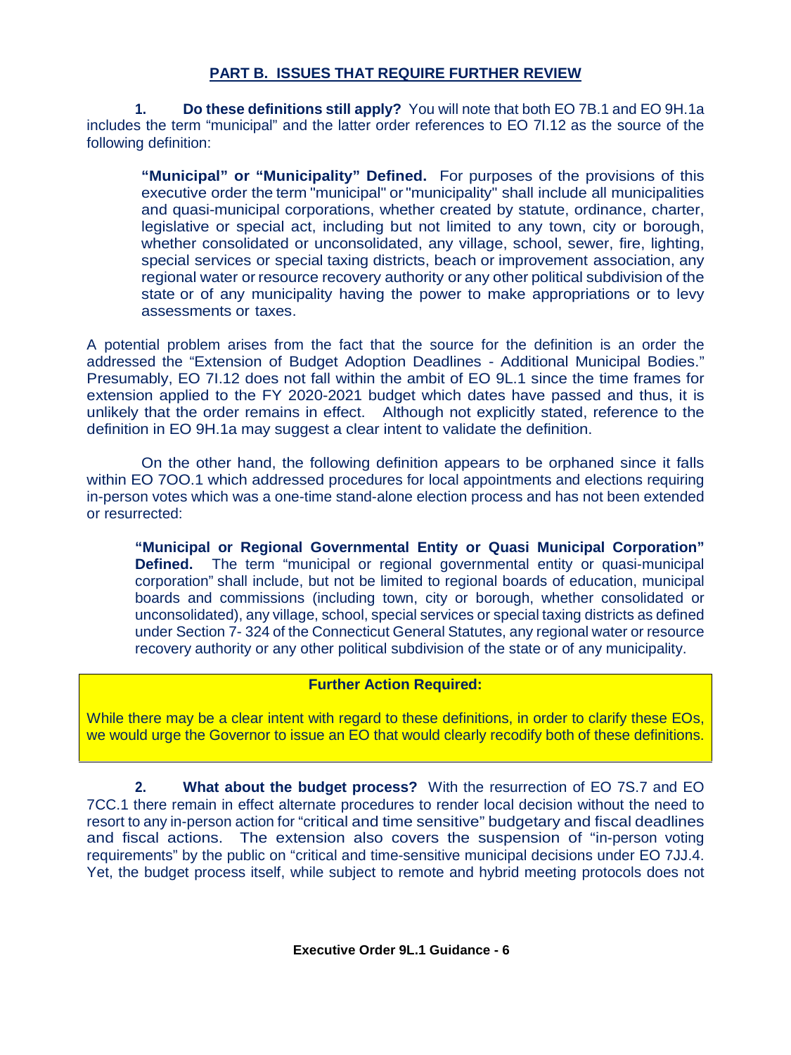## PART B. ISSUES THAT REQUIRE FURTHER REVIEW

**1. Do these definitions still apply?** You will note that both EO 7B.1 and EO 9H.1a includes the term "municipal" and the latter order references to EO 7I.12 as the source of the following definition:

> **"Municipal" or "Municipality" Defined.** For purposes of the provisions of this executive order the term "municipal" or "municipality" shall include all municipalities and quasi-municipal corporations, whether created by statute, ordinance, charter, legislative or special act, including but not limited to any town, city or borough, whether consolidated or unconsolidated, any village, school, sewer, fire, lighting, special services or special taxing districts, beach or improvement association, any regional water or resource recovery authority or any other political subdivision of the state or of any municipality having the power to make appropriations or to levy assessments or taxes.

A potential problem arises from the fact that the source for the definition is an order the addressed the "Extension of Budget Adoption Deadlines - Additional Municipal Bodies." Presumably, EO 7I.12 does not fall within the ambit of EO 9L.1 since the time frames for extension applied to the FY 2020-2021 budget which dates have passed and thus, it is unlikely that the order remains in effect. Although not explicitly stated, reference to the definition in EO 9H.1a may suggest a clear intent to validate the definition.

On the other hand, the following definition appears to be orphaned since it falls within EO 7OO.1 which addressed procedures for local appointments and elections requiring in-person votes which was a one-time stand-alone election process and has not been extended or resurrected:

> **"Municipal or Regional Governmental Entity or Quasi Municipal Corporation" Defined.** The term "municipal or regional governmental entity or quasi-municipal corporation" shall include, but not be limited to regional boards of education, municipal boards and commissions (including town, city or borough, whether consolidated or unconsolidated), any village, school, special services or special taxing districts as defined under Section 7- 324 of the Connecticut General Statutes, any regional water or resource recovery authority or any other political subdivision of the state or of any municipality.

**Further Action Required:**

While there may be a clear intent with regard to these definitions, in order to clarify these EOs, we would urge the Governor to issue an EO that would clearly recodify both of these definitions.

**2. What about the budget process?** With the resurrection of EO 7S.7 and EO 7CC.1 there remain in effect alternate procedures to render local decision without the need to resort to any in-person action for "critical and time sensitive" budgetary and fiscal deadlines and fiscal actions. The extension also covers the suspension of "in-person voting requirements" by the public on "critical and time-sensitive municipal decisions under EO 7JJ.4. Yet, the budget process itself, while subject to remote and hybrid meeting protocols does not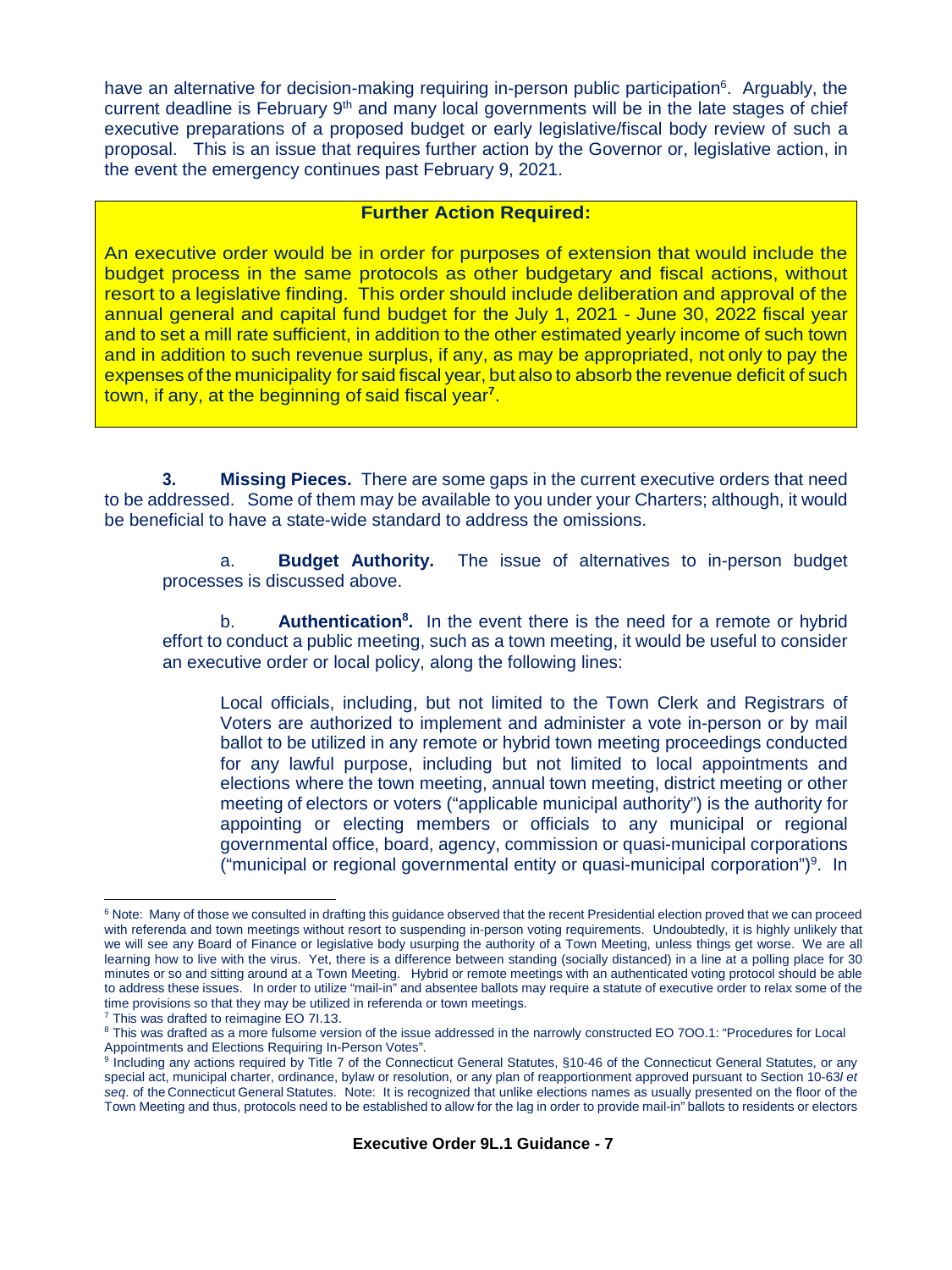have an alternative for decision-making requiring in-person public participation[6]. Arguably, the current deadline is February 9th and many local governments will be in the late stages of chief executive preparations of a proposed budget or early legislative/fiscal body review of such a proposal. This is an issue that requires further action by the Governor or, legislative action, in the event the emergency continues past February 9, 2021.

**Further Action Required:**

An executive order would be in order for purposes of extension that would include the budget process in the same protocols as other budgetary and fiscal actions, without resort to a legislative finding. This order should include deliberation and approval of the annual general and capital fund budget for the July 1, 2021 - June 30, 2022 fiscal year and to set a mill rate sufficient, in addition to the other estimated yearly income of such town and in addition to such revenue surplus, if any, as may be appropriated, not only to pay the expenses of the municipality for said fiscal year, but also to absorb the revenue deficit of such town, if any, at the beginning of said fiscal year[7].

**3. Missing Pieces.** There are some gaps in the current executive orders that need to be addressed. Some of them may be available to you under your Charters; although, it would be beneficial to have a state-wide standard to address the omissions.

a. **Budget Authority.** The issue of alternatives to in-person budget processes is discussed above.

b. **Authentication[8].** In the event there is the need for a remote or hybrid effort to conduct a public meeting, such as a town meeting, it would be useful to consider an executive order or local policy, along the following lines:

> Local officials, including, but not limited to the Town Clerk and Registrars of Voters are authorized to implement and administer a vote in-person or by mail ballot to be utilized in any remote or hybrid town meeting proceedings conducted for any lawful purpose, including but not limited to local appointments and elections where the town meeting, annual town meeting, district meeting or other meeting of electors or voters ("applicable municipal authority") is the authority for appointing or electing members or officials to any municipal or regional governmental office, board, agency, commission or quasi-municipal corporations ("municipal or regional governmental entity or quasi-municipal corporation")[9]. In

---

[6] Note: Many of those we consulted in drafting this guidance observed that the recent Presidential election proved that we can proceed with referenda and town meetings without resort to suspending in-person voting requirements. Undoubtedly, it is highly unlikely that we will see any Board of Finance or legislative body usurping the authority of a Town Meeting, unless things get worse. We are all learning how to live with the virus. Yet, there is a difference between standing (socially distanced) in a line at a polling place for 30 minutes or so and sitting around at a Town Meeting. Hybrid or remote meetings with an authenticated voting protocol should be able to address these issues. In order to utilize "mail-in" and absentee ballots may require a statute of executive order to relax some of the time provisions so that they may be utilized in referenda or town meetings.

[7] This was drafted to reimagine EO 7I.13.

[8] This was drafted as a more fulsome version of the issue addressed in the narrowly constructed EO 7OO.1: "Procedures for Local Appointments and Elections Requiring In-Person Votes".

[9] Including any actions required by Title 7 of the Connecticut General Statutes, §10-46 of the Connecticut General Statutes, or any special act, municipal charter, ordinance, bylaw or resolution, or any plan of reapportionment approved pursuant to Section 10-63*l et seq*. of the Connecticut General Statutes. Note: It is recognized that unlike elections names as usually presented on the floor of the Town Meeting and thus, protocols need to be established to allow for the lag in order to provide mail-in" ballots to residents or electors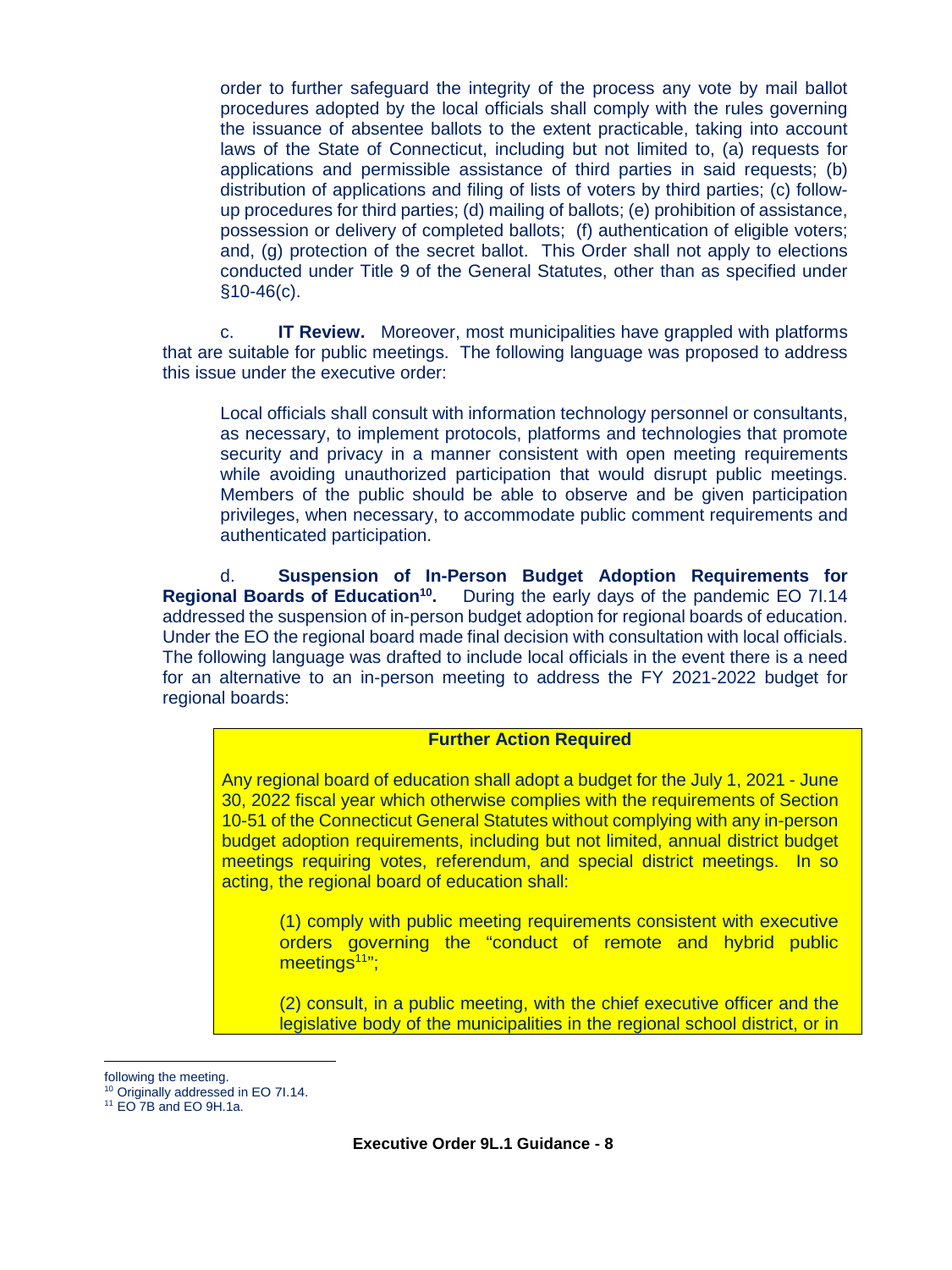order to further safeguard the integrity of the process any vote by mail ballot procedures adopted by the local officials shall comply with the rules governing the issuance of absentee ballots to the extent practicable, taking into account laws of the State of Connecticut, including but not limited to, (a) requests for applications and permissible assistance of third parties in said requests; (b) distribution of applications and filing of lists of voters by third parties; (c) follow-up procedures for third parties; (d) mailing of ballots; (e) prohibition of assistance, possession or delivery of completed ballots; (f) authentication of eligible voters; and, (g) protection of the secret ballot. This Order shall not apply to elections conducted under Title 9 of the General Statutes, other than as specified under §10-46(c).

c. **IT Review.** Moreover, most municipalities have grappled with platforms that are suitable for public meetings. The following language was proposed to address this issue under the executive order:

> Local officials shall consult with information technology personnel or consultants, as necessary, to implement protocols, platforms and technologies that promote security and privacy in a manner consistent with open meeting requirements while avoiding unauthorized participation that would disrupt public meetings. Members of the public should be able to observe and be given participation privileges, when necessary, to accommodate public comment requirements and authenticated participation.

d. **Suspension of In-Person Budget Adoption Requirements for Regional Boards of Education[10].** During the early days of the pandemic EO 7I.14 addressed the suspension of in-person budget adoption for regional boards of education. Under the EO the regional board made final decision with consultation with local officials. The following language was drafted to include local officials in the event there is a need for an alternative to an in-person meeting to address the FY 2021-2022 budget for regional boards:

**Further Action Required**

Any regional board of education shall adopt a budget for the July 1, 2021 - June 30, 2022 fiscal year which otherwise complies with the requirements of Section 10-51 of the Connecticut General Statutes without complying with any in-person budget adoption requirements, including but not limited, annual district budget meetings requiring votes, referendum, and special district meetings. In so acting, the regional board of education shall:

(1) comply with public meeting requirements consistent with executive orders governing the "conduct of remote and hybrid public meetings[11]";

(2) consult, in a public meeting, with the chief executive officer and the legislative body of the municipalities in the regional school district, or in

---

following the meeting.

[10] Originally addressed in EO 7I.14.

[11] EO 7B and EO 9H.1a.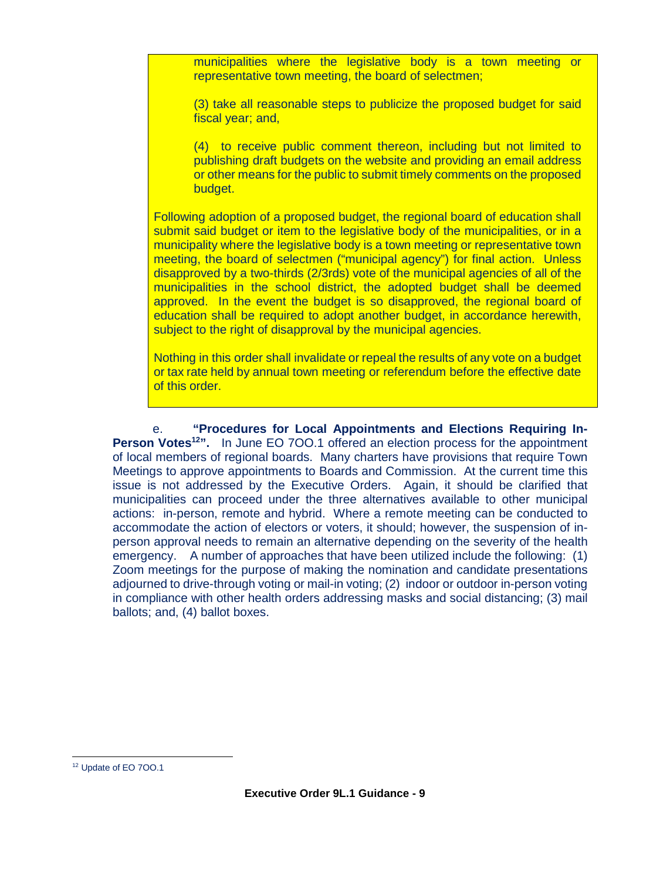municipalities where the legislative body is a town meeting or representative town meeting, the board of selectmen;

(3) take all reasonable steps to publicize the proposed budget for said fiscal year; and,

(4) to receive public comment thereon, including but not limited to publishing draft budgets on the website and providing an email address or other means for the public to submit timely comments on the proposed budget.

Following adoption of a proposed budget, the regional board of education shall submit said budget or item to the legislative body of the municipalities, or in a municipality where the legislative body is a town meeting or representative town meeting, the board of selectmen ("municipal agency") for final action. Unless disapproved by a two-thirds (2/3rds) vote of the municipal agencies of all of the municipalities in the school district, the adopted budget shall be deemed approved. In the event the budget is so disapproved, the regional board of education shall be required to adopt another budget, in accordance herewith, subject to the right of disapproval by the municipal agencies.

Nothing in this order shall invalidate or repeal the results of any vote on a budget or tax rate held by annual town meeting or referendum before the effective date of this order.

e. **"Procedures for Local Appointments and Elections Requiring In-Person Votes[12]".** In June EO 7OO.1 offered an election process for the appointment of local members of regional boards. Many charters have provisions that require Town Meetings to approve appointments to Boards and Commission. At the current time this issue is not addressed by the Executive Orders. Again, it should be clarified that municipalities can proceed under the three alternatives available to other municipal actions: in-person, remote and hybrid. Where a remote meeting can be conducted to accommodate the action of electors or voters, it should; however, the suspension of in-person approval needs to remain an alternative depending on the severity of the health emergency. A number of approaches that have been utilized include the following: (1) Zoom meetings for the purpose of making the nomination and candidate presentations adjourned to drive-through voting or mail-in voting; (2) indoor or outdoor in-person voting in compliance with other health orders addressing masks and social distancing; (3) mail ballots; and, (4) ballot boxes.

[12] Update of EO 7OO.1